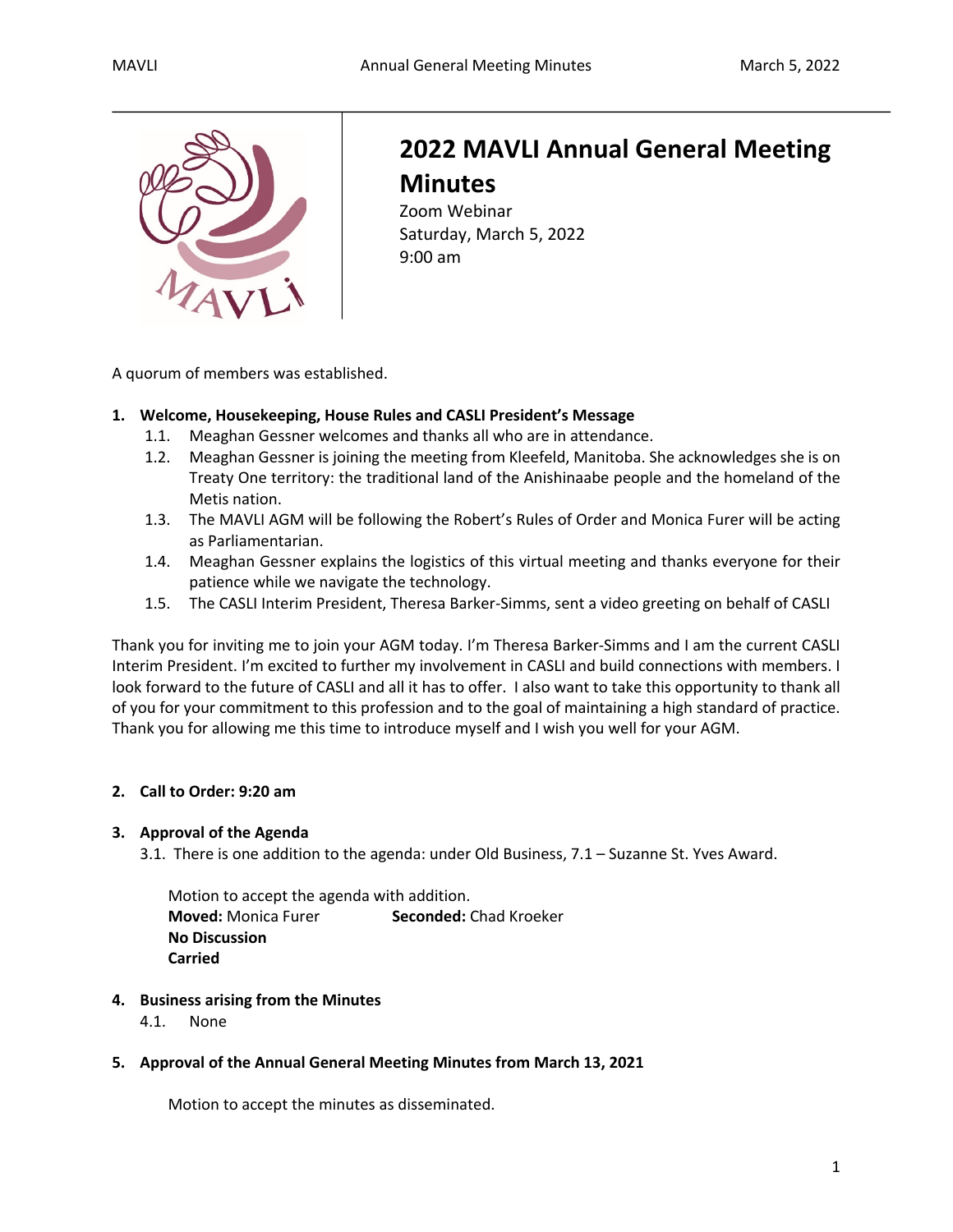# 2022 MAVLI Annual General Meeting Minutes

Zoom Webinar
Saturday, March 5, 2022
9:00 am

A quorum of members was established.

1. **Welcome, Housekeeping, House Rules and CASLI President's Message**
   1.1. Meaghan Gessner welcomes and thanks all who are in attendance.
   1.2. Meaghan Gessner is joining the meeting from Kleefeld, Manitoba. She acknowledges she is on Treaty One territory: the traditional land of the Anishinaabe people and the homeland of the Metis nation.
   1.3. The MAVLI AGM will be following the Robert's Rules of Order and Monica Furer will be acting as Parliamentarian.
   1.4. Meaghan Gessner explains the logistics of this virtual meeting and thanks everyone for their patience while we navigate the technology.
   1.5. The CASLI Interim President, Theresa Barker-Simms, sent a video greeting on behalf of CASLI

Thank you for inviting me to join your AGM today. I'm Theresa Barker-Simms and I am the current CASLI Interim President. I'm excited to further my involvement in CASLI and build connections with members. I look forward to the future of CASLI and all it has to offer. I also want to take this opportunity to thank all of you for your commitment to this profession and to the goal of maintaining a high standard of practice. Thank you for allowing me this time to introduce myself and I wish you well for your AGM.

2. **Call to Order: 9:20 am**

3. **Approval of the Agenda**
   3.1. There is one addition to the agenda: under Old Business, 7.1 – Suzanne St. Yves Award.

   Motion to accept the agenda with addition.
   **Moved:** Monica Furer **Seconded:** Chad Kroeker
   **No Discussion**
   **Carried**

4. **Business arising from the Minutes**
   4.1. None

5. **Approval of the Annual General Meeting Minutes from March 13, 2021**

   Motion to accept the minutes as disseminated.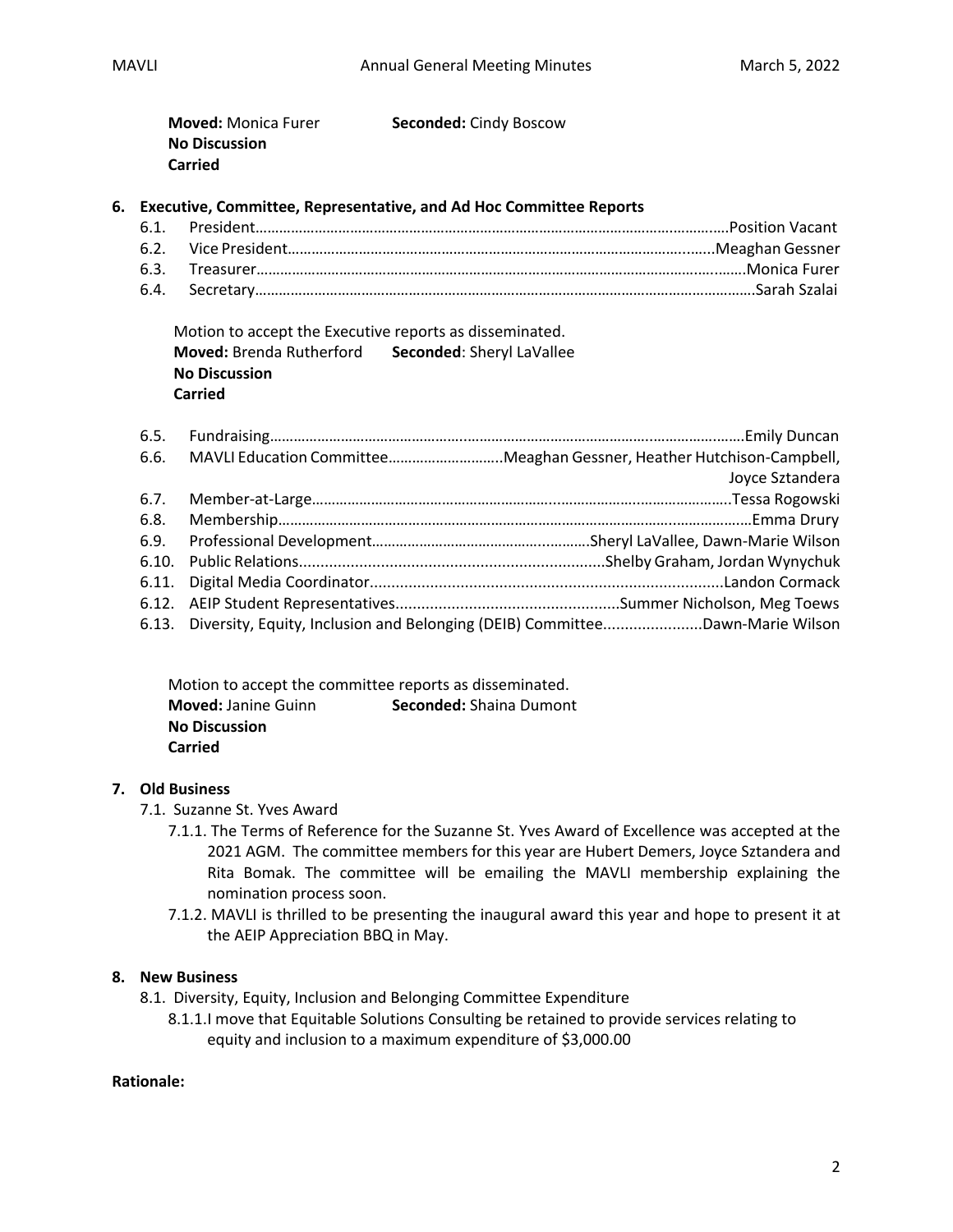**Moved:** Monica Furer **Seconded:** Cindy Boscow
**No Discussion**
**Carried**

## 6. Executive, Committee, Representative, and Ad Hoc Committee Reports

- 6.1. President……………………………………………………………………………………………….Position Vacant
- 6.2. Vice President……………………………………………………………………………………….Meaghan Gessner
- 6.3. Treasurer……………………………………………………………………………………………….Monica Furer
- 6.4. Secretary……………………………………………………………………………………………….Sarah Szalai

Motion to accept the Executive reports as disseminated.
**Moved:** Brenda Rutherford **Seconded**: Sheryl LaVallee
**No Discussion**
**Carried**

- 6.5. Fundraising……………………………………………………………………………………………….Emily Duncan
- 6.6. MAVLI Education Committee………………………..Meaghan Gessner, Heather Hutchison-Campbell, Joyce Sztandera
- 6.7. Member-at-Large……………………………………………………………………………………….Tessa Rogowski
- 6.8. Membership……………………………………………………………………………………………….Emma Drury
- 6.9. Professional Development………………………………………………Sheryl LaVallee, Dawn-Marie Wilson
- 6.10. Public Relations.......................................................................Shelby Graham, Jordan Wynychuk
- 6.11. Digital Media Coordinator.................................................................................Landon Cormack
- 6.12. AEIP Student Representatives...................................................Summer Nicholson, Meg Toews
- 6.13. Diversity, Equity, Inclusion and Belonging (DEIB) Committee.......................Dawn-Marie Wilson

Motion to accept the committee reports as disseminated.
**Moved:** Janine Guinn **Seconded:** Shaina Dumont
**No Discussion**
**Carried**

## 7. Old Business

7.1. Suzanne St. Yves Award

7.1.1. The Terms of Reference for the Suzanne St. Yves Award of Excellence was accepted at the 2021 AGM. The committee members for this year are Hubert Demers, Joyce Sztandera and Rita Bomak. The committee will be emailing the MAVLI membership explaining the nomination process soon.

7.1.2. MAVLI is thrilled to be presenting the inaugural award this year and hope to present it at the AEIP Appreciation BBQ in May.

## 8. New Business

8.1. Diversity, Equity, Inclusion and Belonging Committee Expenditure

8.1.1. I move that Equitable Solutions Consulting be retained to provide services relating to equity and inclusion to a maximum expenditure of $3,000.00

**Rationale:**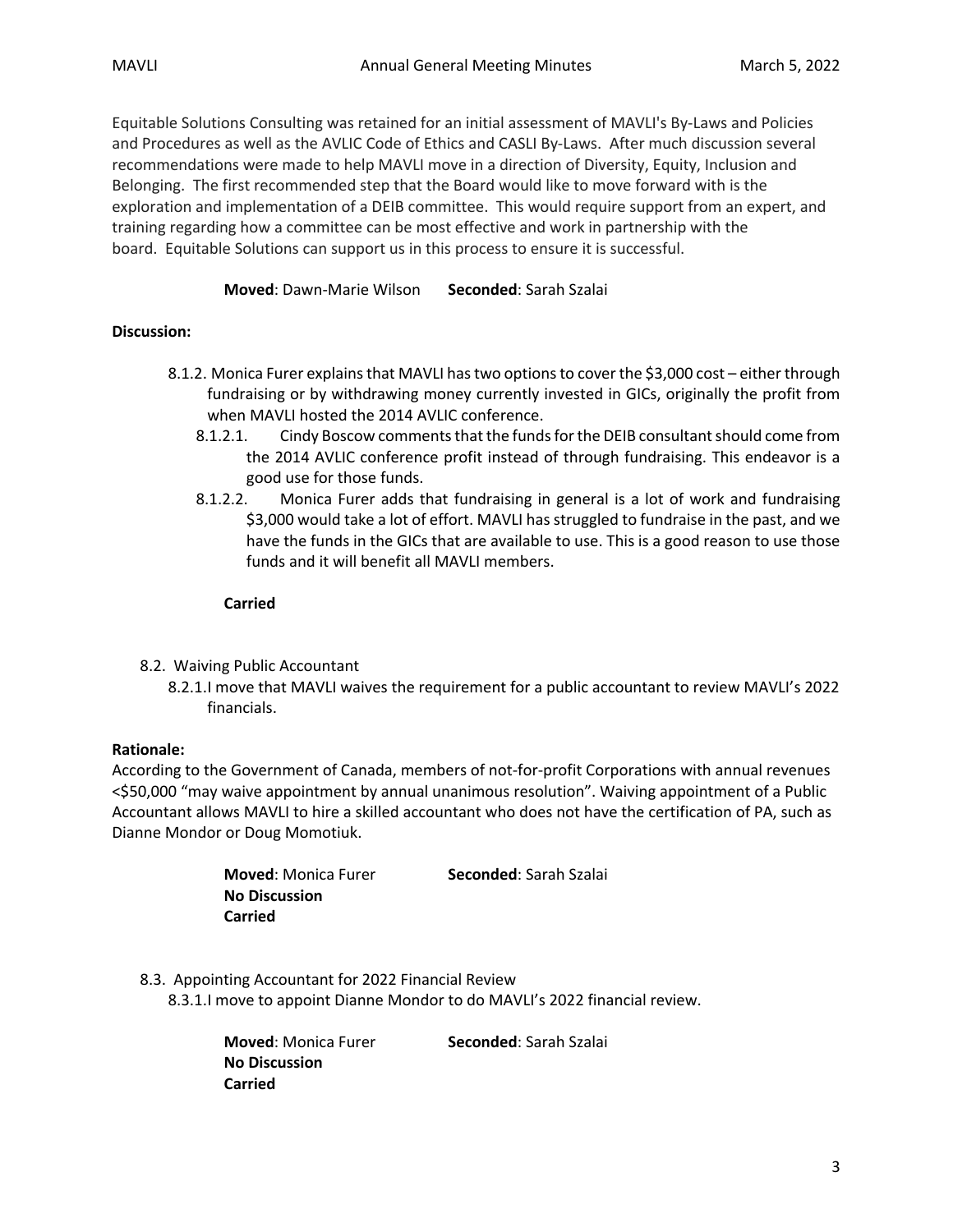Equitable Solutions Consulting was retained for an initial assessment of MAVLI's By-Laws and Policies and Procedures as well as the AVLIC Code of Ethics and CASLI By-Laws. After much discussion several recommendations were made to help MAVLI move in a direction of Diversity, Equity, Inclusion and Belonging. The first recommended step that the Board would like to move forward with is the exploration and implementation of a DEIB committee. This would require support from an expert, and training regarding how a committee can be most effective and work in partnership with the board. Equitable Solutions can support us in this process to ensure it is successful.

**Moved**: Dawn-Marie Wilson **Seconded**: Sarah Szalai

**Discussion:**

- 8.1.2. Monica Furer explains that MAVLI has two options to cover the $3,000 cost – either through fundraising or by withdrawing money currently invested in GICs, originally the profit from when MAVLI hosted the 2014 AVLIC conference.
  - 8.1.2.1. Cindy Boscow comments that the funds for the DEIB consultant should come from the 2014 AVLIC conference profit instead of through fundraising. This endeavor is a good use for those funds.
  - 8.1.2.2. Monica Furer adds that fundraising in general is a lot of work and fundraising $3,000 would take a lot of effort. MAVLI has struggled to fundraise in the past, and we have the funds in the GICs that are available to use. This is a good reason to use those funds and it will benefit all MAVLI members.

**Carried**

- 8.2. Waiving Public Accountant
  - 8.2.1. I move that MAVLI waives the requirement for a public accountant to review MAVLI's 2022 financials.

**Rationale:**

According to the Government of Canada, members of not-for-profit Corporations with annual revenues <$50,000 "may waive appointment by annual unanimous resolution". Waiving appointment of a Public Accountant allows MAVLI to hire a skilled accountant who does not have the certification of PA, such as Dianne Mondor or Doug Momotiuk.

**Moved**: Monica Furer **Seconded**: Sarah Szalai
**No Discussion**
**Carried**

- 8.3. Appointing Accountant for 2022 Financial Review
  - 8.3.1. I move to appoint Dianne Mondor to do MAVLI's 2022 financial review.

**Moved**: Monica Furer **Seconded**: Sarah Szalai
**No Discussion**
**Carried**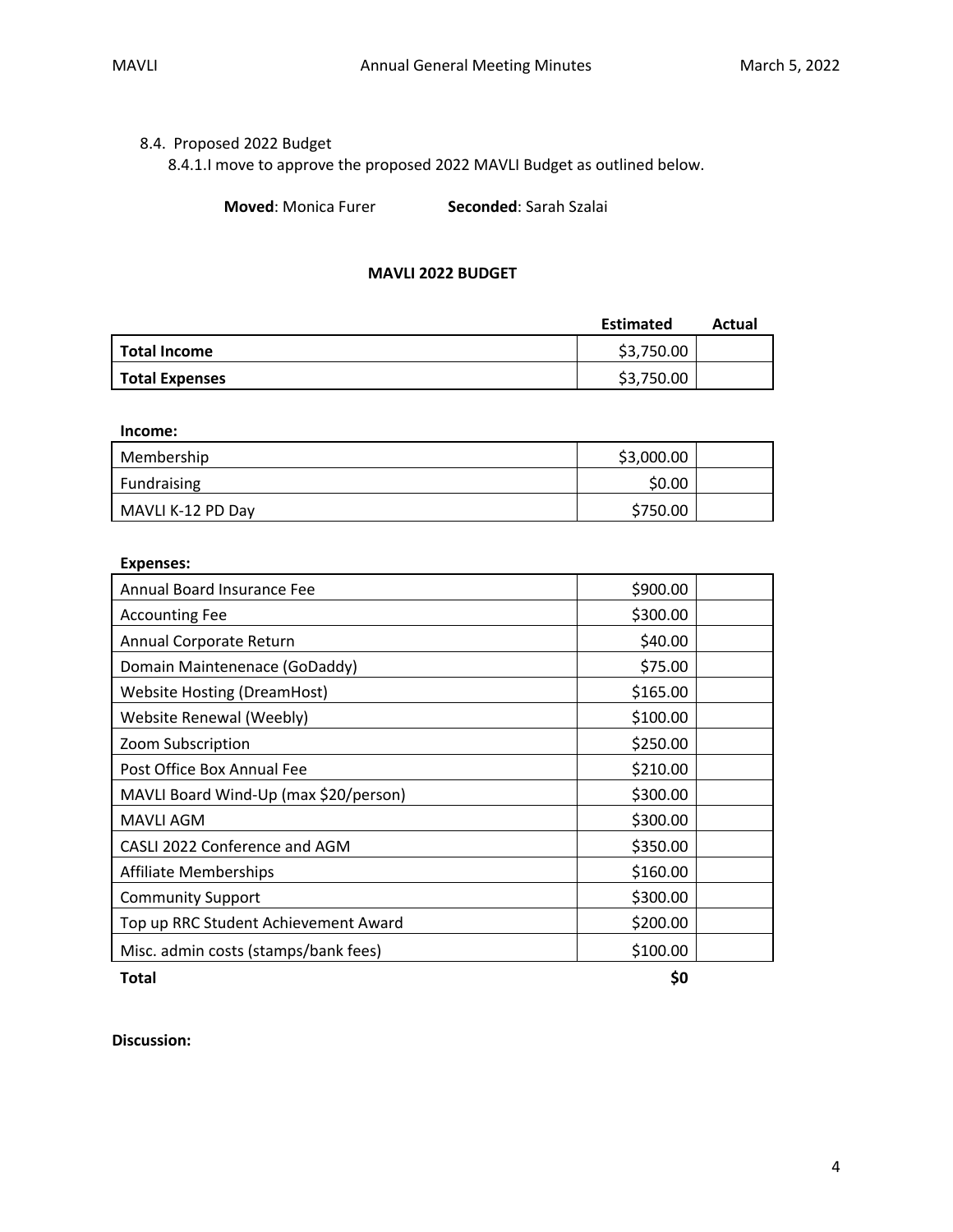8.4. Proposed 2022 Budget

8.4.1. I move to approve the proposed 2022 MAVLI Budget as outlined below.

**Moved**: Monica Furer **Seconded**: Sarah Szalai

**MAVLI 2022 BUDGET**

| | Estimated | Actual |
|---|---|---|
| **Total Income** | $3,750.00 | |
| **Total Expenses** | $3,750.00 | |

**Income:**

| | | |
|---|---|---|
| Membership | $3,000.00 | |
| Fundraising | $0.00 | |
| MAVLI K-12 PD Day | $750.00 | |

**Expenses:**

| | | |
|---|---|---|
| Annual Board Insurance Fee | $900.00 | |
| Accounting Fee | $300.00 | |
| Annual Corporate Return | $40.00 | |
| Domain Maintenenace (GoDaddy) | $75.00 | |
| Website Hosting (DreamHost) | $165.00 | |
| Website Renewal (Weebly) | $100.00 | |
| Zoom Subscription | $250.00 | |
| Post Office Box Annual Fee | $210.00 | |
| MAVLI Board Wind-Up (max $20/person) | $300.00 | |
| MAVLI AGM | $300.00 | |
| CASLI 2022 Conference and AGM | $350.00 | |
| Affiliate Memberships | $160.00 | |
| Community Support | $300.00 | |
| Top up RRC Student Achievement Award | $200.00 | |
| Misc. admin costs (stamps/bank fees) | $100.00 | |
| **Total** | **$0** | |

**Discussion:**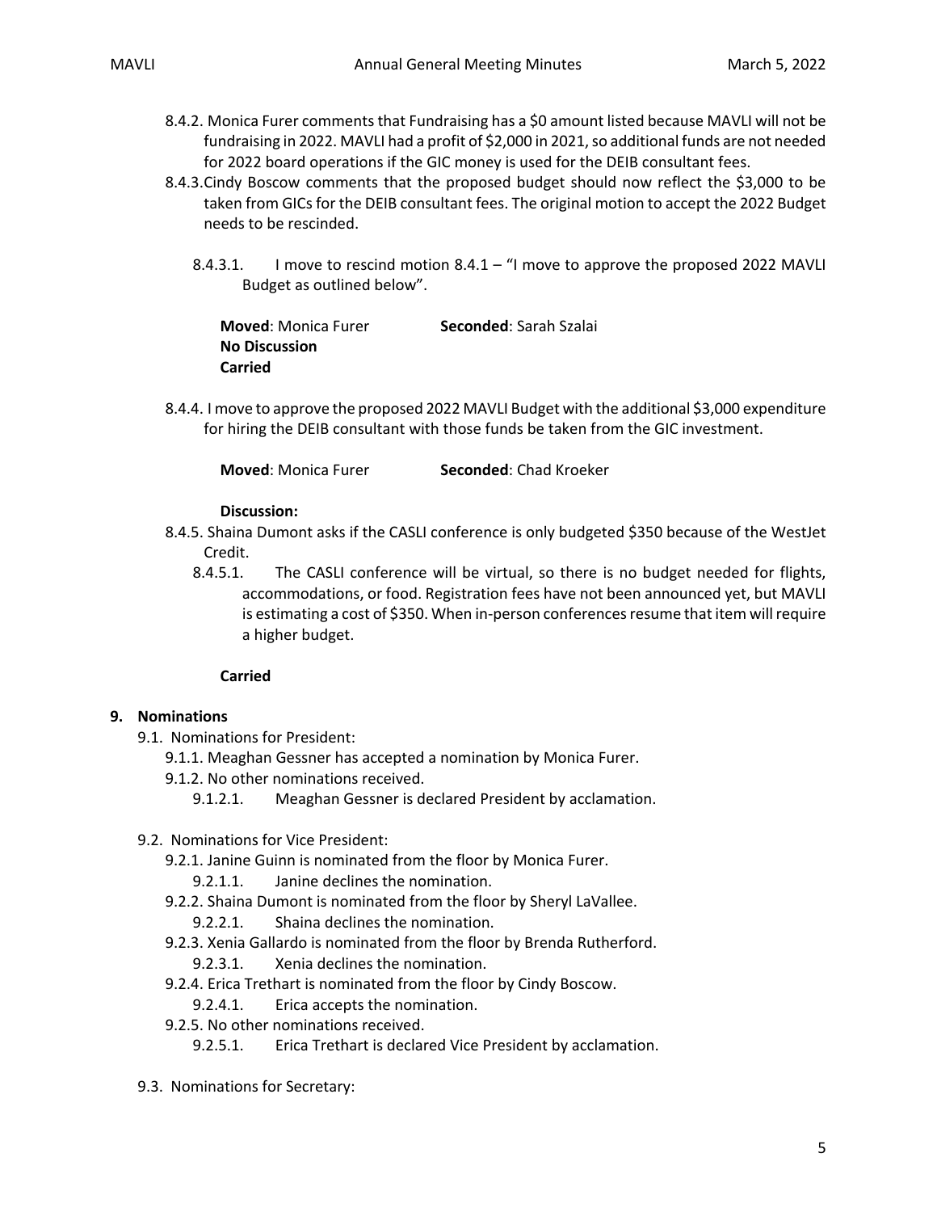8.4.2. Monica Furer comments that Fundraising has a $0 amount listed because MAVLI will not be fundraising in 2022. MAVLI had a profit of $2,000 in 2021, so additional funds are not needed for 2022 board operations if the GIC money is used for the DEIB consultant fees.

8.4.3. Cindy Boscow comments that the proposed budget should now reflect the $3,000 to be taken from GICs for the DEIB consultant fees. The original motion to accept the 2022 Budget needs to be rescinded.

8.4.3.1. I move to rescind motion 8.4.1 – "I move to approve the proposed 2022 MAVLI Budget as outlined below".

**Moved**: Monica Furer **Seconded**: Sarah Szalai
**No Discussion**
**Carried**

8.4.4. I move to approve the proposed 2022 MAVLI Budget with the additional $3,000 expenditure for hiring the DEIB consultant with those funds be taken from the GIC investment.

**Moved**: Monica Furer **Seconded**: Chad Kroeker

**Discussion:**

8.4.5. Shaina Dumont asks if the CASLI conference is only budgeted $350 because of the WestJet Credit.

8.4.5.1. The CASLI conference will be virtual, so there is no budget needed for flights, accommodations, or food. Registration fees have not been announced yet, but MAVLI is estimating a cost of $350. When in-person conferences resume that item will require a higher budget.

**Carried**

## 9. Nominations

9.1. Nominations for President:

9.1.1. Meaghan Gessner has accepted a nomination by Monica Furer.

9.1.2. No other nominations received.

9.1.2.1. Meaghan Gessner is declared President by acclamation.

9.2. Nominations for Vice President:

9.2.1. Janine Guinn is nominated from the floor by Monica Furer.

9.2.1.1. Janine declines the nomination.

9.2.2. Shaina Dumont is nominated from the floor by Sheryl LaVallee.

9.2.2.1. Shaina declines the nomination.

9.2.3. Xenia Gallardo is nominated from the floor by Brenda Rutherford.

9.2.3.1. Xenia declines the nomination.

9.2.4. Erica Trethart is nominated from the floor by Cindy Boscow.

9.2.4.1. Erica accepts the nomination.

9.2.5. No other nominations received.

9.2.5.1. Erica Trethart is declared Vice President by acclamation.

9.3. Nominations for Secretary: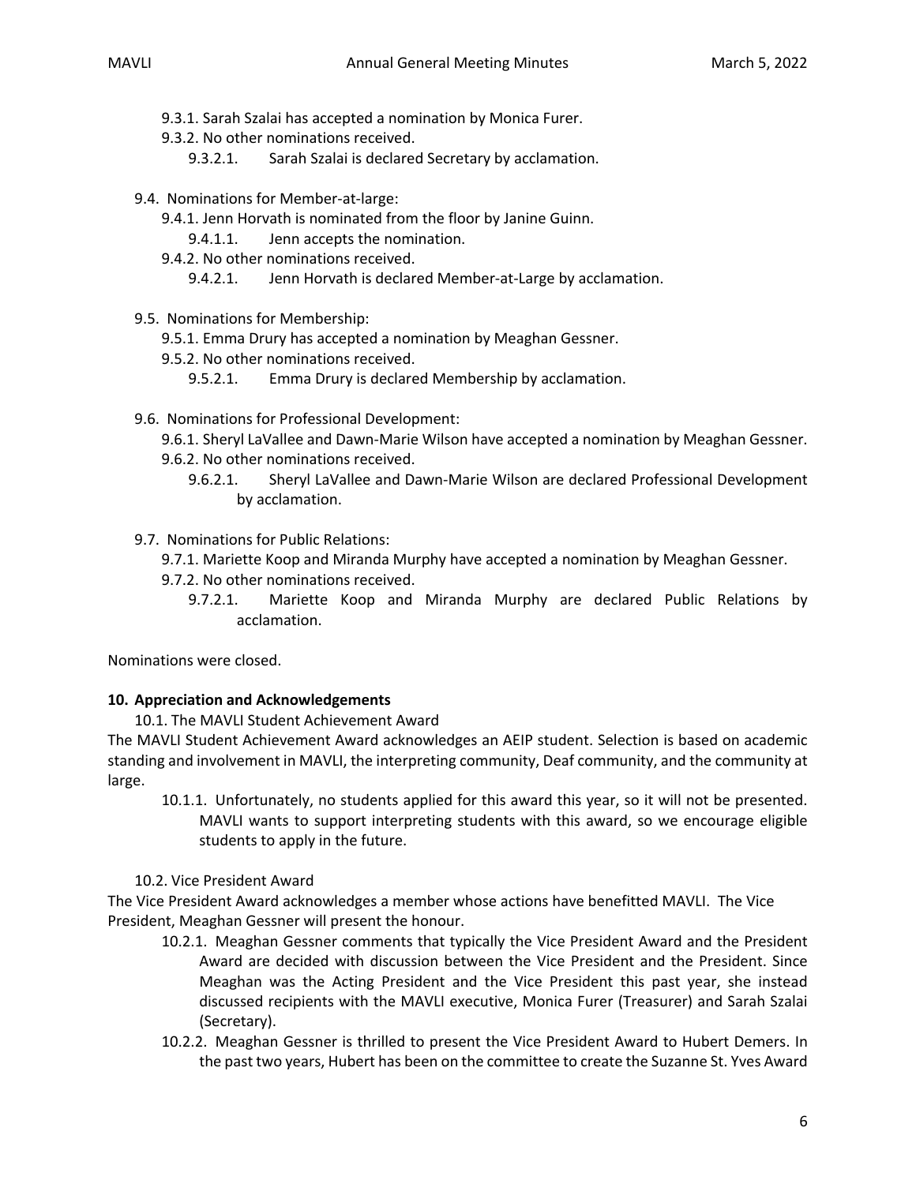9.3.1. Sarah Szalai has accepted a nomination by Monica Furer.

9.3.2. No other nominations received.

9.3.2.1. Sarah Szalai is declared Secretary by acclamation.

9.4. Nominations for Member-at-large:

9.4.1. Jenn Horvath is nominated from the floor by Janine Guinn.

9.4.1.1. Jenn accepts the nomination.

9.4.2. No other nominations received.

9.4.2.1. Jenn Horvath is declared Member-at-Large by acclamation.

9.5. Nominations for Membership:

9.5.1. Emma Drury has accepted a nomination by Meaghan Gessner.

9.5.2. No other nominations received.

9.5.2.1. Emma Drury is declared Membership by acclamation.

9.6. Nominations for Professional Development:

9.6.1. Sheryl LaVallee and Dawn-Marie Wilson have accepted a nomination by Meaghan Gessner.

9.6.2. No other nominations received.

9.6.2.1. Sheryl LaVallee and Dawn-Marie Wilson are declared Professional Development by acclamation.

9.7. Nominations for Public Relations:

9.7.1. Mariette Koop and Miranda Murphy have accepted a nomination by Meaghan Gessner.

9.7.2. No other nominations received.

9.7.2.1. Mariette Koop and Miranda Murphy are declared Public Relations by acclamation.

Nominations were closed.

**10. Appreciation and Acknowledgements**

10.1. The MAVLI Student Achievement Award

The MAVLI Student Achievement Award acknowledges an AEIP student. Selection is based on academic standing and involvement in MAVLI, the interpreting community, Deaf community, and the community at large.

10.1.1. Unfortunately, no students applied for this award this year, so it will not be presented. MAVLI wants to support interpreting students with this award, so we encourage eligible students to apply in the future.

10.2. Vice President Award

The Vice President Award acknowledges a member whose actions have benefitted MAVLI. The Vice President, Meaghan Gessner will present the honour.

10.2.1. Meaghan Gessner comments that typically the Vice President Award and the President Award are decided with discussion between the Vice President and the President. Since Meaghan was the Acting President and the Vice President this past year, she instead discussed recipients with the MAVLI executive, Monica Furer (Treasurer) and Sarah Szalai (Secretary).

10.2.2. Meaghan Gessner is thrilled to present the Vice President Award to Hubert Demers. In the past two years, Hubert has been on the committee to create the Suzanne St. Yves Award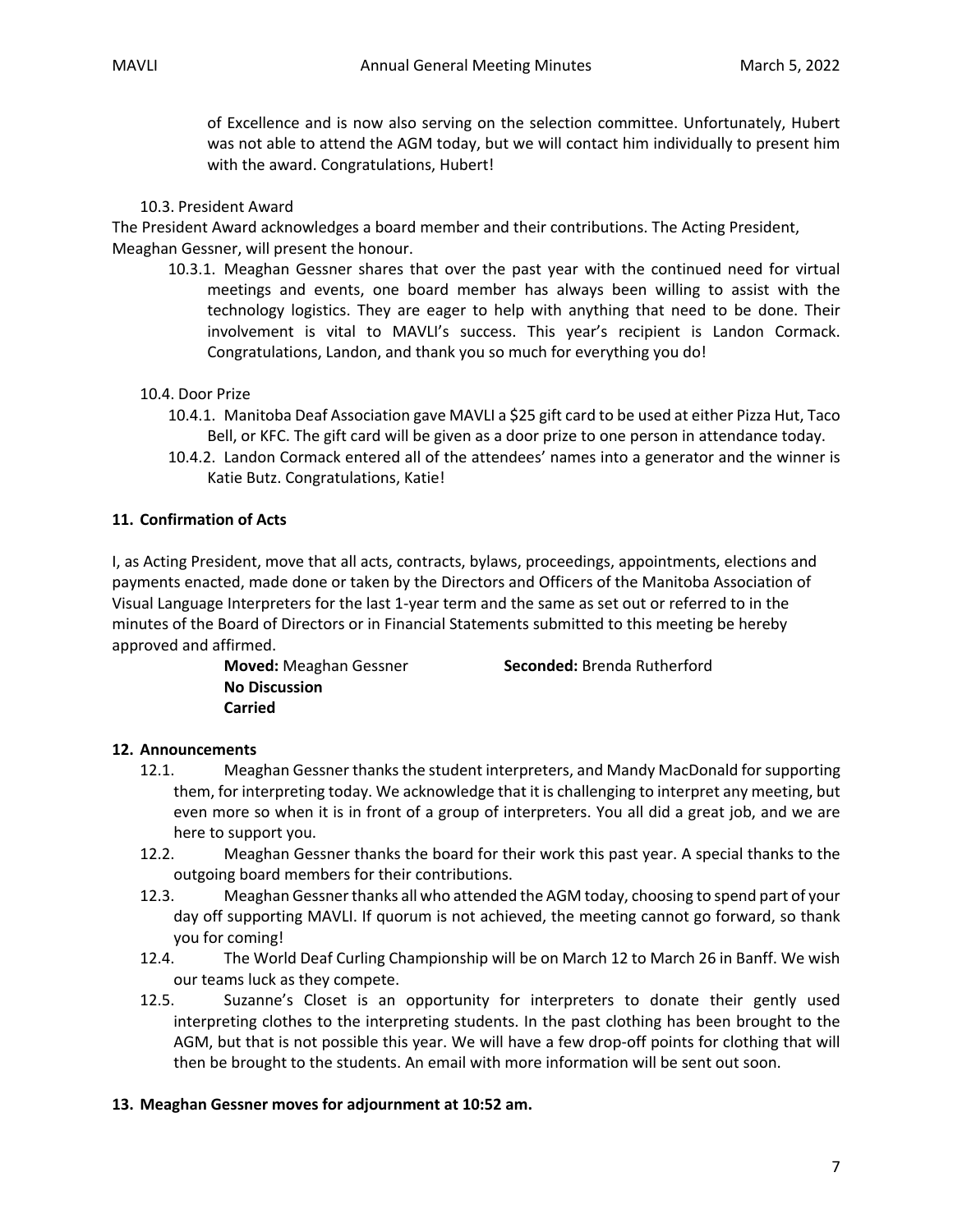of Excellence and is now also serving on the selection committee. Unfortunately, Hubert was not able to attend the AGM today, but we will contact him individually to present him with the award. Congratulations, Hubert!

10.3. President Award

The President Award acknowledges a board member and their contributions. The Acting President, Meaghan Gessner, will present the honour.

10.3.1. Meaghan Gessner shares that over the past year with the continued need for virtual meetings and events, one board member has always been willing to assist with the technology logistics. They are eager to help with anything that need to be done. Their involvement is vital to MAVLI's success. This year's recipient is Landon Cormack. Congratulations, Landon, and thank you so much for everything you do!

10.4. Door Prize

10.4.1. Manitoba Deaf Association gave MAVLI a $25 gift card to be used at either Pizza Hut, Taco Bell, or KFC. The gift card will be given as a door prize to one person in attendance today.

10.4.2. Landon Cormack entered all of the attendees' names into a generator and the winner is Katie Butz. Congratulations, Katie!

**11. Confirmation of Acts**

I, as Acting President, move that all acts, contracts, bylaws, proceedings, appointments, elections and payments enacted, made done or taken by the Directors and Officers of the Manitoba Association of Visual Language Interpreters for the last 1-year term and the same as set out or referred to in the minutes of the Board of Directors or in Financial Statements submitted to this meeting be hereby approved and affirmed.

**Moved:** Meaghan Gessner **Seconded:** Brenda Rutherford
**No Discussion**
**Carried**

**12. Announcements**

12.1. Meaghan Gessner thanks the student interpreters, and Mandy MacDonald for supporting them, for interpreting today. We acknowledge that it is challenging to interpret any meeting, but even more so when it is in front of a group of interpreters. You all did a great job, and we are here to support you.

12.2. Meaghan Gessner thanks the board for their work this past year. A special thanks to the outgoing board members for their contributions.

12.3. Meaghan Gessner thanks all who attended the AGM today, choosing to spend part of your day off supporting MAVLI. If quorum is not achieved, the meeting cannot go forward, so thank you for coming!

12.4. The World Deaf Curling Championship will be on March 12 to March 26 in Banff. We wish our teams luck as they compete.

12.5. Suzanne's Closet is an opportunity for interpreters to donate their gently used interpreting clothes to the interpreting students. In the past clothing has been brought to the AGM, but that is not possible this year. We will have a few drop-off points for clothing that will then be brought to the students. An email with more information will be sent out soon.

**13. Meaghan Gessner moves for adjournment at 10:52 am.**